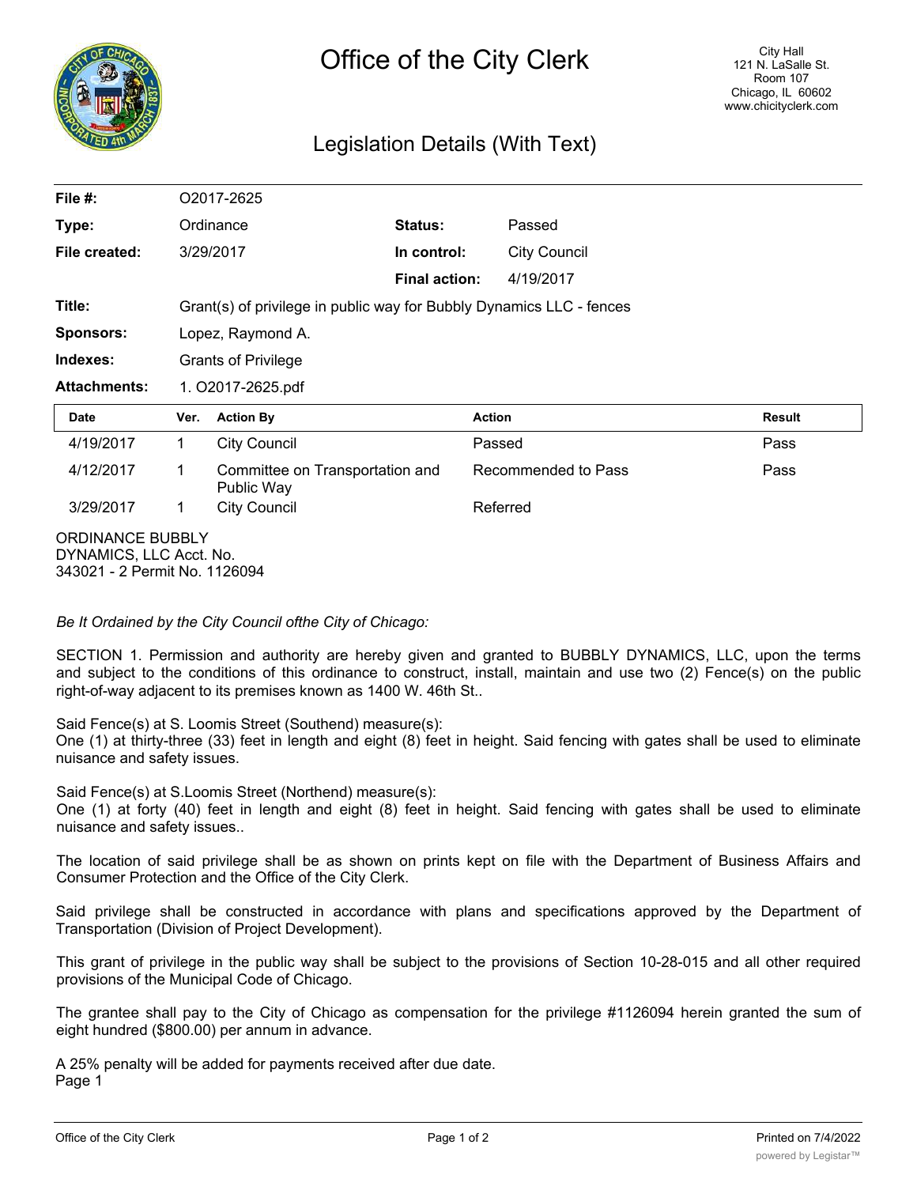# Office of the City Clerk

City Hall
121 N. LaSalle St.
Room 107
Chicago, IL 60602
www.chicityclerk.com

## Legislation Details (With Text)

| | | | |
|---|---|---|---|
| **File #:** | O2017-2625 | | |
| **Type:** | Ordinance | **Status:** | Passed |
| **File created:** | 3/29/2017 | **In control:** | City Council |
| | | **Final action:** | 4/19/2017 |
| **Title:** | Grant(s) of privilege in public way for Bubbly Dynamics LLC - fences | | |
| **Sponsors:** | Lopez, Raymond A. | | |
| **Indexes:** | Grants of Privilege | | |
| **Attachments:** | 1. O2017-2625.pdf | | |

| Date | Ver. | Action By | Action | Result |
|---|---|---|---|---|
| 4/19/2017 | 1 | City Council | Passed | Pass |
| 4/12/2017 | 1 | Committee on Transportation and Public Way | Recommended to Pass | Pass |
| 3/29/2017 | 1 | City Council | Referred | |

ORDINANCE BUBBLY DYNAMICS, LLC Acct. No. 343021 - 2 Permit No. 1126094

*Be It Ordained by the City Council ofthe City of Chicago:*

SECTION 1. Permission and authority are hereby given and granted to BUBBLY DYNAMICS, LLC, upon the terms and subject to the conditions of this ordinance to construct, install, maintain and use two (2) Fence(s) on the public right-of-way adjacent to its premises known as 1400 W. 46th St..

Said Fence(s) at S. Loomis Street (Southend) measure(s):
One (1) at thirty-three (33) feet in length and eight (8) feet in height. Said fencing with gates shall be used to eliminate nuisance and safety issues.

Said Fence(s) at S.Loomis Street (Northend) measure(s):
One (1) at forty (40) feet in length and eight (8) feet in height. Said fencing with gates shall be used to eliminate nuisance and safety issues..

The location of said privilege shall be as shown on prints kept on file with the Department of Business Affairs and Consumer Protection and the Office of the City Clerk.

Said privilege shall be constructed in accordance with plans and specifications approved by the Department of Transportation (Division of Project Development).

This grant of privilege in the public way shall be subject to the provisions of Section 10-28-015 and all other required provisions of the Municipal Code of Chicago.

The grantee shall pay to the City of Chicago as compensation for the privilege #1126094 herein granted the sum of eight hundred ($800.00) per annum in advance.

A 25% penalty will be added for payments received after due date.
Page 1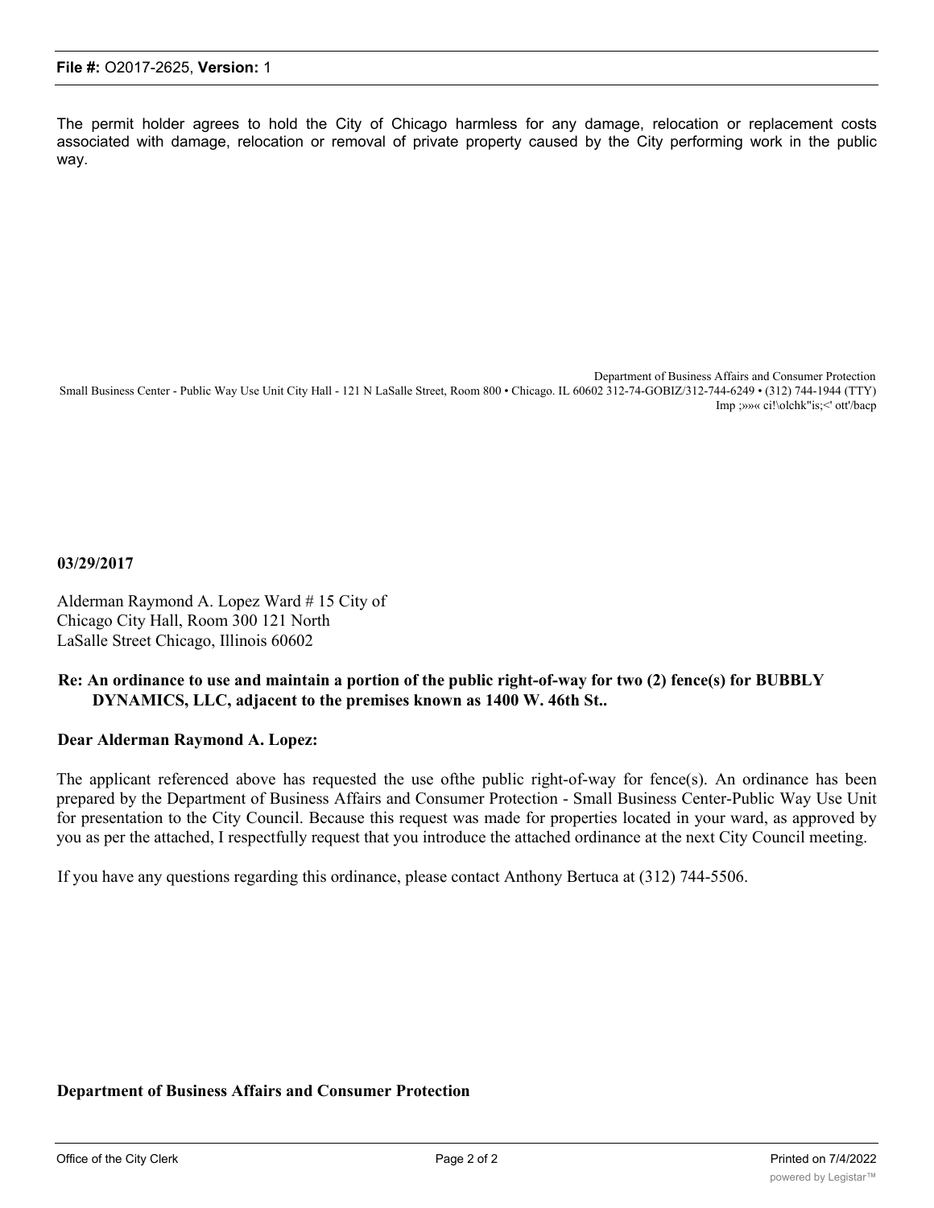The permit holder agrees to hold the City of Chicago harmless for any damage, relocation or replacement costs associated with damage, relocation or removal of private property caused by the City performing work in the public way.

Department of Business Affairs and Consumer Protection
Small Business Center - Public Way Use Unit City Hall - 121 N LaSalle Street, Room 800 • Chicago. IL 60602 312-74-GOBIZ/312-744-6249 • (312) 744-1944 (TTY)
Imp ;»»« ci!\olchk"is;<' ott'/bacp

**03/29/2017**

Alderman Raymond A. Lopez Ward # 15 City of
Chicago City Hall, Room 300 121 North
LaSalle Street Chicago, Illinois 60602

**Re: An ordinance to use and maintain a portion of the public right-of-way for two (2) fence(s) for BUBBLY DYNAMICS, LLC, adjacent to the premises known as 1400 W. 46th St..**

**Dear Alderman Raymond A. Lopez:**

The applicant referenced above has requested the use ofthe public right-of-way for fence(s). An ordinance has been prepared by the Department of Business Affairs and Consumer Protection - Small Business Center-Public Way Use Unit for presentation to the City Council. Because this request was made for properties located in your ward, as approved by you as per the attached, I respectfully request that you introduce the attached ordinance at the next City Council meeting.

If you have any questions regarding this ordinance, please contact Anthony Bertuca at (312) 744-5506.

**Department of Business Affairs and Consumer Protection**